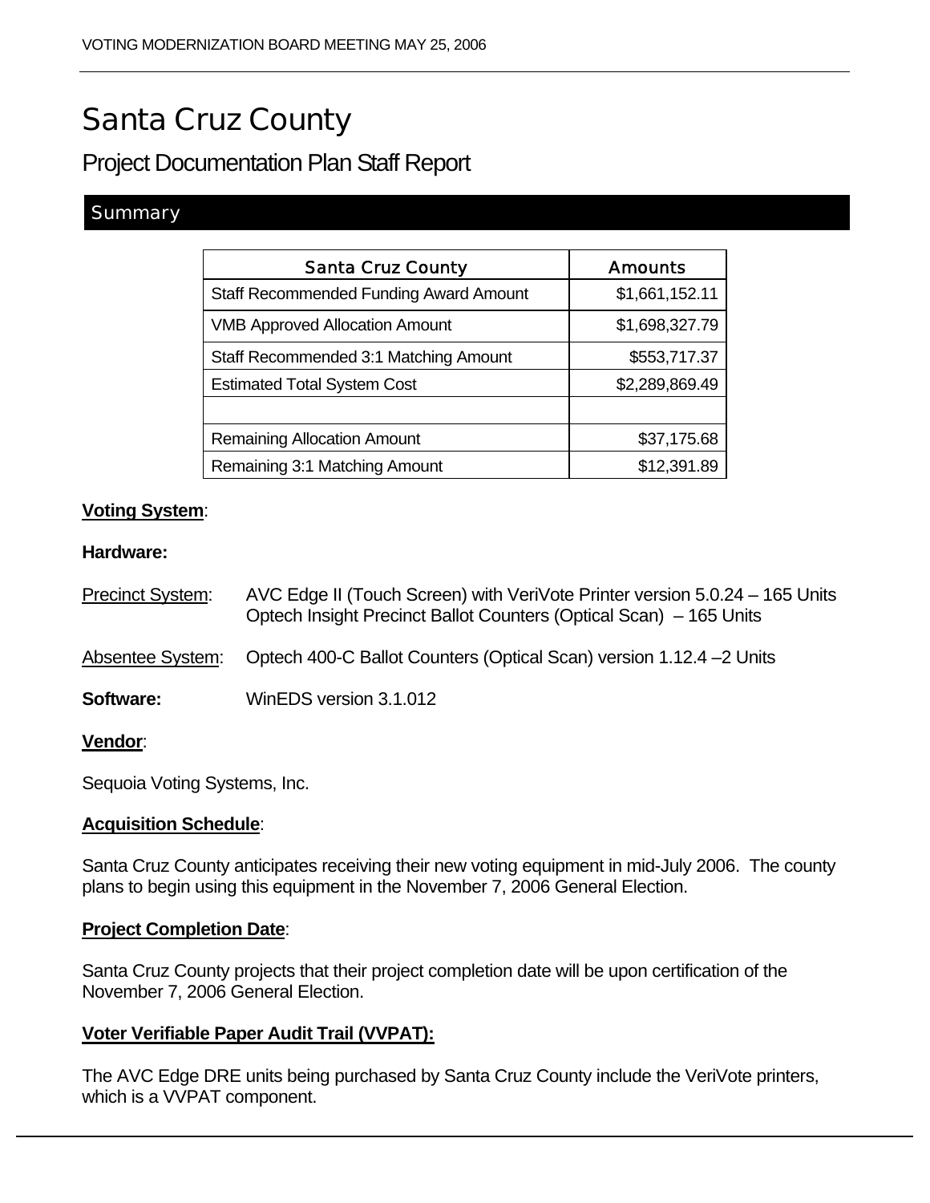# Santa Cruz County

## Project Documentation Plan Staff Report

### Summary

| Santa Cruz County | Amounts |
| --- | --- |
| Staff Recommended Funding Award Amount | $1,661,152.11 |
| VMB Approved Allocation Amount | $1,698,327.79 |
| Staff Recommended 3:1 Matching Amount | $553,717.37 |
| Estimated Total System Cost | $2,289,869.49 |
| | |
| Remaining Allocation Amount | $37,175.68 |
| Remaining 3:1 Matching Amount | $12,391.89 |

**Voting System**:

**Hardware:**

Precinct System: AVC Edge II (Touch Screen) with VeriVote Printer version 5.0.24 – 165 Units
Optech Insight Precinct Ballot Counters (Optical Scan) – 165 Units

Absentee System: Optech 400-C Ballot Counters (Optical Scan) version 1.12.4 –2 Units

**Software:** WinEDS version 3.1.012

**Vendor**:

Sequoia Voting Systems, Inc.

**Acquisition Schedule**:

Santa Cruz County anticipates receiving their new voting equipment in mid-July 2006. The county plans to begin using this equipment in the November 7, 2006 General Election.

**Project Completion Date**:

Santa Cruz County projects that their project completion date will be upon certification of the November 7, 2006 General Election.

**Voter Verifiable Paper Audit Trail (VVPAT):**

The AVC Edge DRE units being purchased by Santa Cruz County include the VeriVote printers, which is a VVPAT component.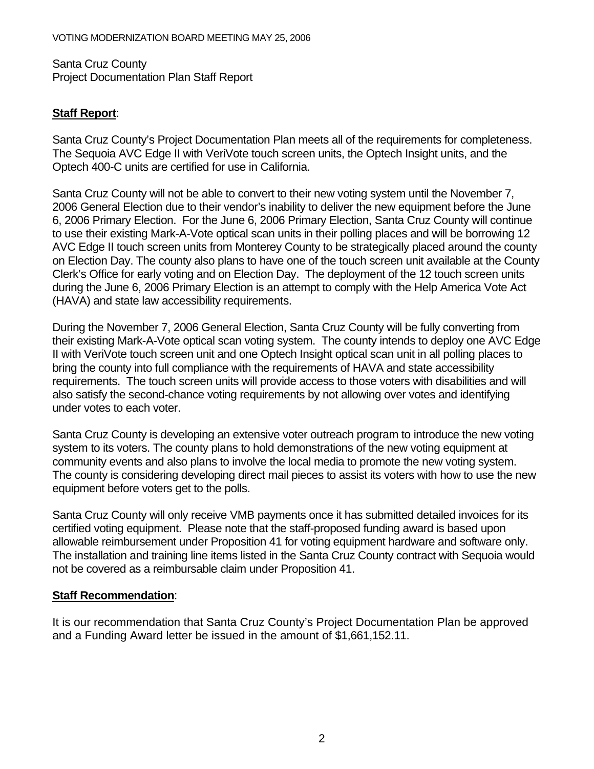VOTING MODERNIZATION BOARD MEETING MAY 25, 2006

Santa Cruz County
Project Documentation Plan Staff Report

**Staff Report**:

Santa Cruz County's Project Documentation Plan meets all of the requirements for completeness. The Sequoia AVC Edge II with VeriVote touch screen units, the Optech Insight units, and the Optech 400-C units are certified for use in California.

Santa Cruz County will not be able to convert to their new voting system until the November 7, 2006 General Election due to their vendor's inability to deliver the new equipment before the June 6, 2006 Primary Election. For the June 6, 2006 Primary Election, Santa Cruz County will continue to use their existing Mark-A-Vote optical scan units in their polling places and will be borrowing 12 AVC Edge II touch screen units from Monterey County to be strategically placed around the county on Election Day. The county also plans to have one of the touch screen unit available at the County Clerk's Office for early voting and on Election Day. The deployment of the 12 touch screen units during the June 6, 2006 Primary Election is an attempt to comply with the Help America Vote Act (HAVA) and state law accessibility requirements.

During the November 7, 2006 General Election, Santa Cruz County will be fully converting from their existing Mark-A-Vote optical scan voting system. The county intends to deploy one AVC Edge II with VeriVote touch screen unit and one Optech Insight optical scan unit in all polling places to bring the county into full compliance with the requirements of HAVA and state accessibility requirements. The touch screen units will provide access to those voters with disabilities and will also satisfy the second-chance voting requirements by not allowing over votes and identifying under votes to each voter.

Santa Cruz County is developing an extensive voter outreach program to introduce the new voting system to its voters. The county plans to hold demonstrations of the new voting equipment at community events and also plans to involve the local media to promote the new voting system. The county is considering developing direct mail pieces to assist its voters with how to use the new equipment before voters get to the polls.

Santa Cruz County will only receive VMB payments once it has submitted detailed invoices for its certified voting equipment. Please note that the staff-proposed funding award is based upon allowable reimbursement under Proposition 41 for voting equipment hardware and software only. The installation and training line items listed in the Santa Cruz County contract with Sequoia would not be covered as a reimbursable claim under Proposition 41.

**Staff Recommendation**:

It is our recommendation that Santa Cruz County's Project Documentation Plan be approved and a Funding Award letter be issued in the amount of $1,661,152.11.